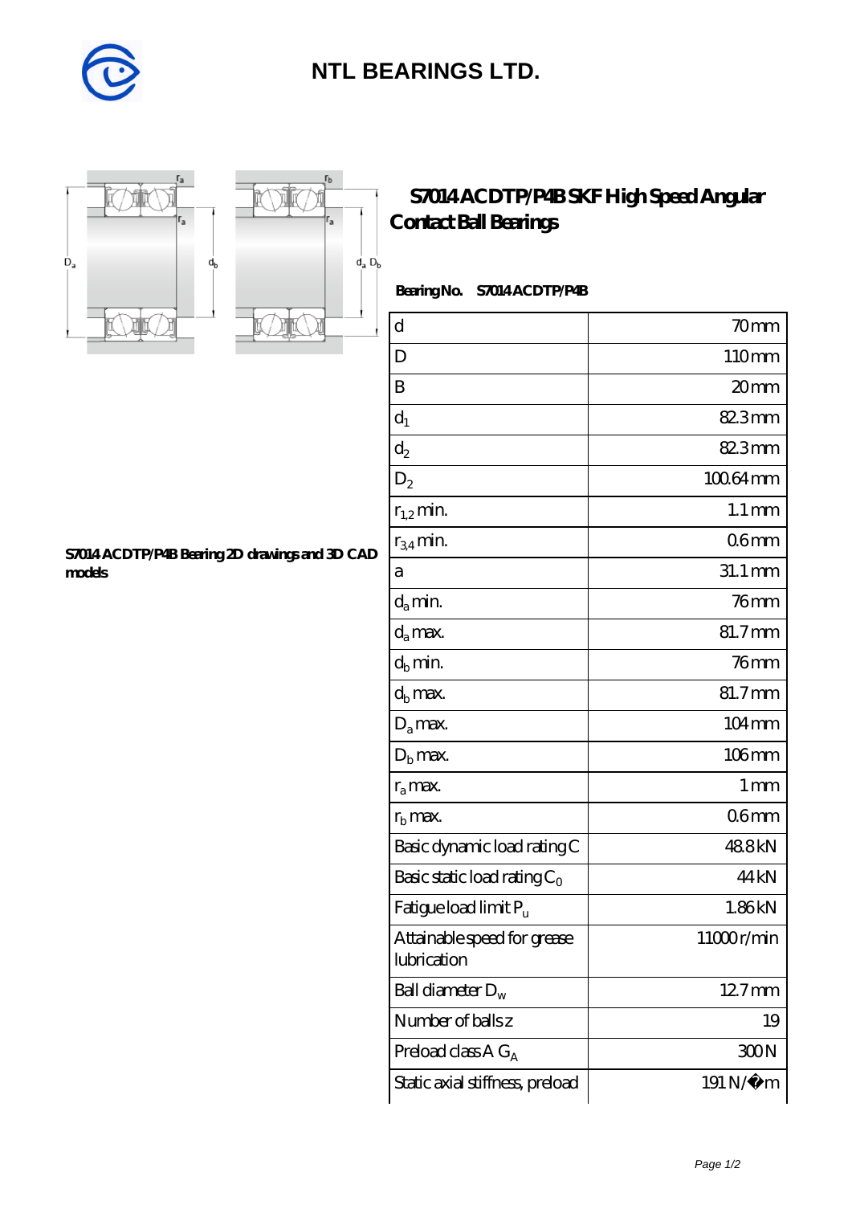# NTL BEARINGS LTD.

## S7014 ACDTP/P4B SKF High Speed Angular Contact Ball Bearings

S7014 ACDTP/P4B Bearing 2D drawings and 3D CAD models

**Bearing No.** S7014 ACDTP/P4B

| | |
|---|---|
| d | 70 mm |
| D | 110 mm |
| B | 20 mm |
| $d_1$ | 82.3 mm |
| $d_2$ | 82.3 mm |
| $D_2$ | 100.64 mm |
| $r_{1,2}$ min. | 1.1 mm |
| $r_{3,4}$ min. | 0.6 mm |
| a | 31.1 mm |
| $d_a$ min. | 76 mm |
| $d_a$ max. | 81.7 mm |
| $d_b$ min. | 76 mm |
| $d_b$ max. | 81.7 mm |
| $D_a$ max. | 104 mm |
| $D_b$ max. | 106 mm |
| $r_a$ max. | 1 mm |
| $r_b$ max. | 0.6 mm |
| Basic dynamic load rating C | 48.8 kN |
| Basic static load rating $C_0$ | 44 kN |
| Fatigue load limit $P_u$ | 1.86 kN |
| Attainable speed for grease lubrication | 11000 r/min |
| Ball diameter $D_w$ | 12.7 mm |
| Number of balls z | 19 |
| Preload class A $G_A$ | 300 N |
| Static axial stiffness, preload | 191 N/�m |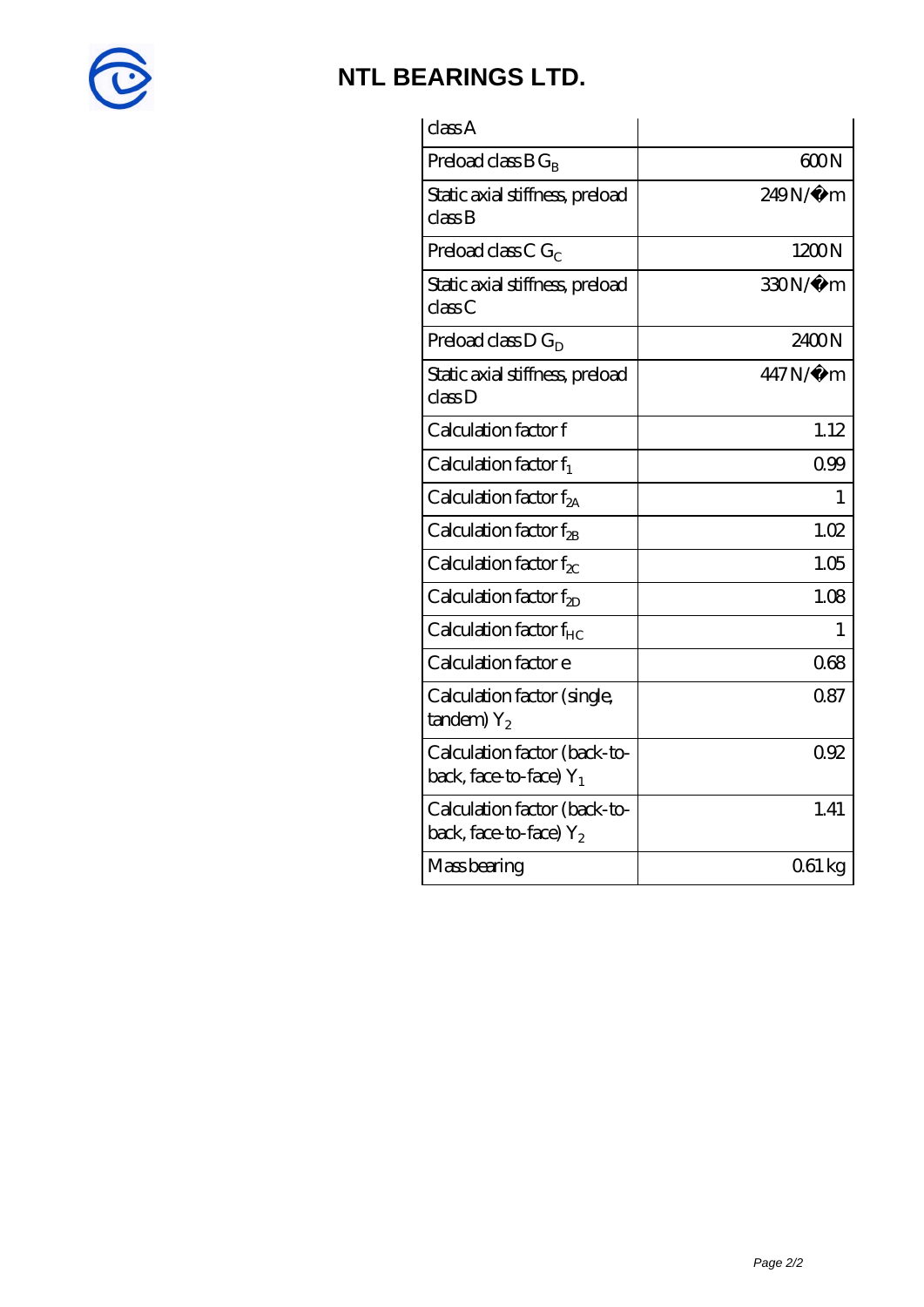## NTL BEARINGS LTD.

| | |
|---|---|
| class A | |
| Preload class B $G_B$ | 600 N |
| Static axial stiffness, preload class B | 249 N/�m |
| Preload class C $G_C$ | 1200 N |
| Static axial stiffness, preload class C | 330 N/�m |
| Preload class D $G_D$ | 2400 N |
| Static axial stiffness, preload class D | 447 N/�m |
| Calculation factor f | 1.12 |
| Calculation factor $f_1$ | 0.99 |
| Calculation factor $f_{2A}$ | 1 |
| Calculation factor $f_{2B}$ | 1.02 |
| Calculation factor $f_{2C}$ | 1.05 |
| Calculation factor $f_{2D}$ | 1.08 |
| Calculation factor $f_{HC}$ | 1 |
| Calculation factor e | 0.68 |
| Calculation factor (single, tandem) $Y_2$ | 0.87 |
| Calculation factor (back-to-back, face-to-face) $Y_1$ | 0.92 |
| Calculation factor (back-to-back, face-to-face) $Y_2$ | 1.41 |
| Mass bearing | 0.61 kg |